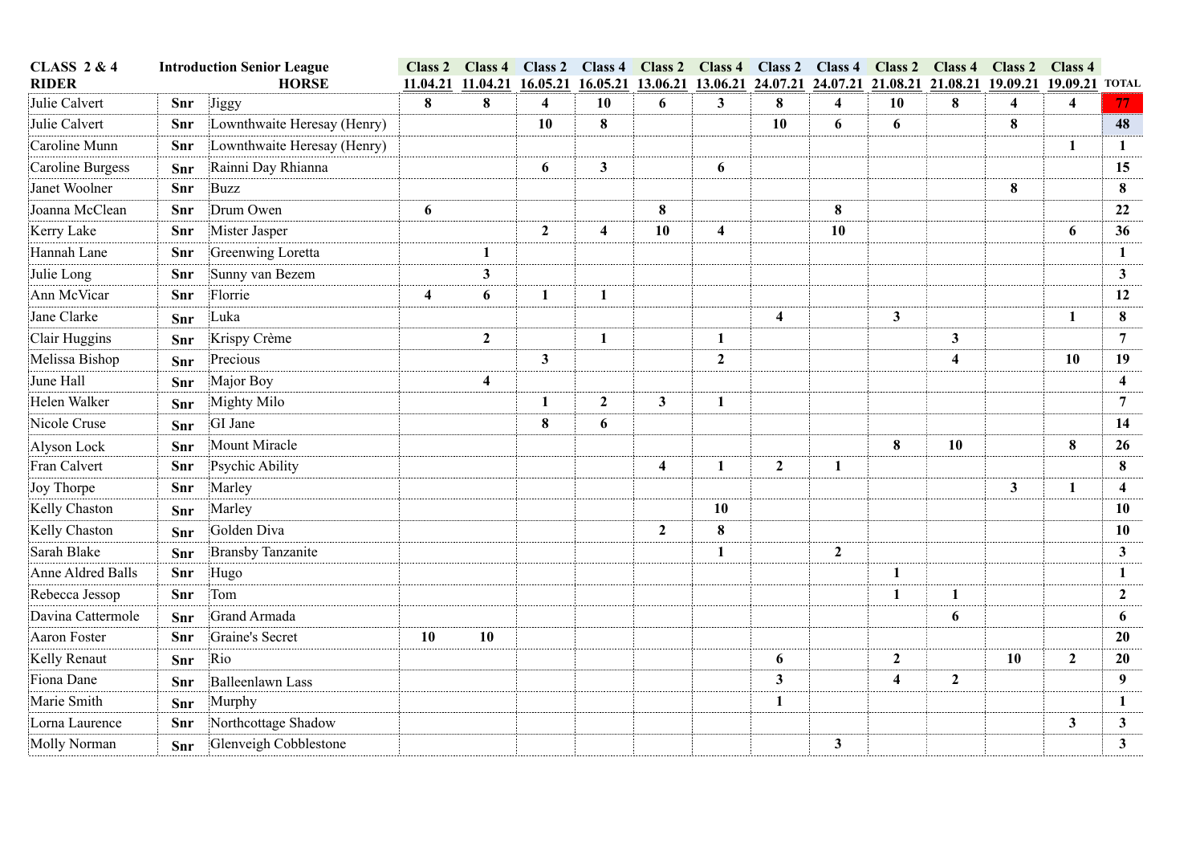| CLASS 2 & 4 | | Introduction Senior League | Class 2 | Class 4 | Class 2 | Class 4 | Class 2 | Class 4 | Class 2 | Class 4 | Class 2 | Class 4 | Class 2 | Class 4 | |
|---|---|---|---|---|---|---|---|---|---|---|---|---|---|---|---|
| RIDER | | HORSE | 11.04.21 | 11.04.21 | 16.05.21 | 16.05.21 | 13.06.21 | 13.06.21 | 24.07.21 | 24.07.21 | 21.08.21 | 21.08.21 | 19.09.21 | 19.09.21 | TOTAL |
| Julie Calvert | Snr | Jiggy | 8 | 8 | 4 | 10 | 6 | 3 | 8 | 4 | 10 | 8 | 4 | 4 | 77 |
| Julie Calvert | Snr | Lownthwaite Heresay (Henry) | | | 10 | 8 | | | 10 | 6 | 6 | | 8 | | 48 |
| Caroline Munn | Snr | Lownthwaite Heresay (Henry) | | | | | | | | | | | | 1 | 1 |
| Caroline Burgess | Snr | Rainni Day Rhianna | | | 6 | 3 | | 6 | | | | | | | 15 |
| Janet Woolner | Snr | Buzz | | | | | | | | | | | 8 | | 8 |
| Joanna McClean | Snr | Drum Owen | 6 | | | | 8 | | | 8 | | | | | 22 |
| Kerry Lake | Snr | Mister Jasper | | | 2 | 4 | 10 | 4 | | 10 | | | | 6 | 36 |
| Hannah Lane | Snr | Greenwing Loretta | | 1 | | | | | | | | | | | 1 |
| Julie Long | Snr | Sunny van Bezem | | 3 | | | | | | | | | | | 3 |
| Ann McVicar | Snr | Florrie | 4 | 6 | 1 | 1 | | | | | | | | | 12 |
| Jane Clarke | Snr | Luka | | | | | | | 4 | | 3 | | | 1 | 8 |
| Clair Huggins | Snr | Krispy Crème | | 2 | | 1 | | 1 | | | | 3 | | | 7 |
| Melissa Bishop | Snr | Precious | | | 3 | | | 2 | | | | 4 | | 10 | 19 |
| June Hall | Snr | Major Boy | | 4 | | | | | | | | | | | 4 |
| Helen Walker | Snr | Mighty Milo | | | 1 | 2 | 3 | 1 | | | | | | | 7 |
| Nicole Cruse | Snr | GI Jane | | | 8 | 6 | | | | | | | | | 14 |
| Alyson Lock | Snr | Mount Miracle | | | | | | | | | 8 | 10 | | 8 | 26 |
| Fran Calvert | Snr | Psychic Ability | | | | | 4 | 1 | 2 | 1 | | | | | 8 |
| Joy Thorpe | Snr | Marley | | | | | | | | | | | 3 | 1 | 4 |
| Kelly Chaston | Snr | Marley | | | | | | 10 | | | | | | | 10 |
| Kelly Chaston | Snr | Golden Diva | | | | | 2 | 8 | | | | | | | 10 |
| Sarah Blake | Snr | Bransby Tanzanite | | | | | | 1 | | 2 | | | | | 3 |
| Anne Aldred Balls | Snr | Hugo | | | | | | | | | 1 | | | | 1 |
| Rebecca Jessop | Snr | Tom | | | | | | | | | 1 | 1 | | | 2 |
| Davina Cattermole | Snr | Grand Armada | | | | | | | | | | 6 | | | 6 |
| Aaron Foster | Snr | Graine's Secret | 10 | 10 | | | | | | | | | | | 20 |
| Kelly Renaut | Snr | Rio | | | | | | | 6 | | 2 | | 10 | 2 | 20 |
| Fiona Dane | Snr | Balleenlawn Lass | | | | | | | 3 | | 4 | 2 | | | 9 |
| Marie Smith | Snr | Murphy | | | | | | | 1 | | | | | | 1 |
| Lorna Laurence | Snr | Northcottage Shadow | | | | | | | | | | | | 3 | 3 |
| Molly Norman | Snr | Glenveigh Cobblestone | | | | | | | | 3 | | | | | 3 |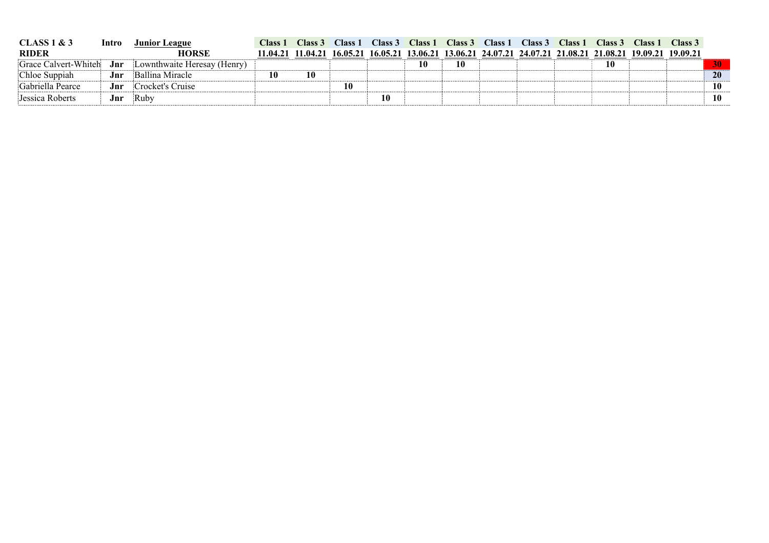| CLASS 1 & 3 | Intro | Junior League | Class 1 | Class 3 | Class 1 | Class 3 | Class 1 | Class 3 | Class 1 | Class 3 | Class 1 | Class 3 | Class 1 | Class 3 | |
|---|---|---|---|---|---|---|---|---|---|---|---|---|---|---|---|
| RIDER | | HORSE | 11.04.21 | 11.04.21 | 16.05.21 | 16.05.21 | 13.06.21 | 13.06.21 | 24.07.21 | 24.07.21 | 21.08.21 | 21.08.21 | 19.09.21 | 19.09.21 | |
| Grace Calvert-Whiteh | Jnr | Lownthwaite Heresay (Henry) | | | | | 10 | 10 | | | | 10 | | | 30 |
| Chloe Suppiah | Jnr | Ballina Miracle | 10 | 10 | | | | | | | | | | | 20 |
| Gabriella Pearce | Jnr | Crocket's Cruise | | | 10 | | | | | | | | | | 10 |
| Jessica Roberts | Jnr | Ruby | | | | 10 | | | | | | | | | 10 |